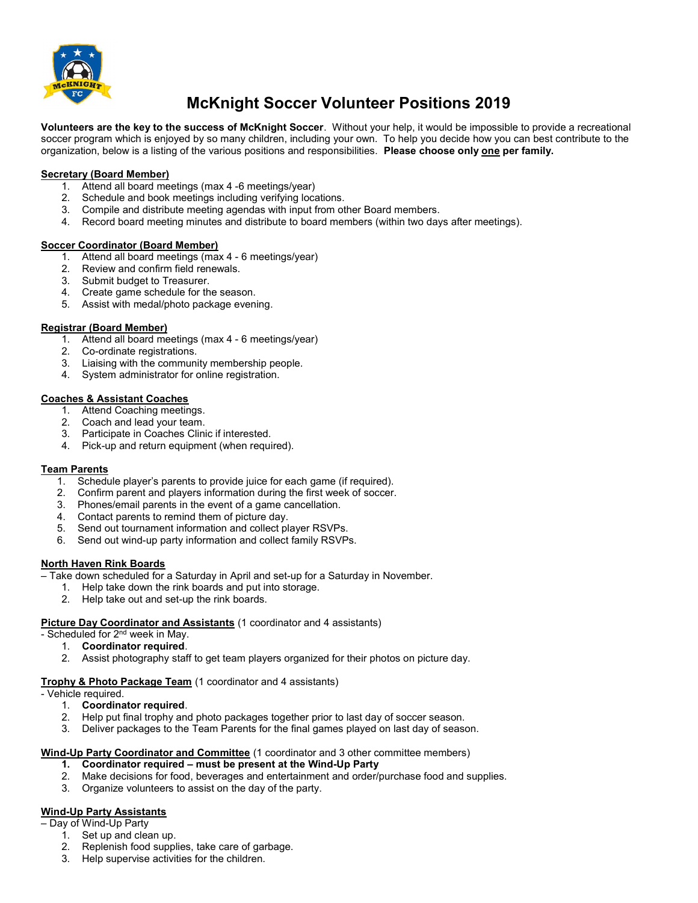# McKnight Soccer Volunteer Positions 2019

**Volunteers are the key to the success of McKnight Soccer**. Without your help, it would be impossible to provide a recreational soccer program which is enjoyed by so many children, including your own. To help you decide how you can best contribute to the organization, below is a listing of the various positions and responsibilities. **Please choose only <u>one</u> per family.**

**<u>Secretary (Board Member)</u>**

1. Attend all board meetings (max 4 -6 meetings/year)
2. Schedule and book meetings including verifying locations.
3. Compile and distribute meeting agendas with input from other Board members.
4. Record board meeting minutes and distribute to board members (within two days after meetings).

**<u>Soccer Coordinator (Board Member)</u>**

1. Attend all board meetings (max 4 - 6 meetings/year)
2. Review and confirm field renewals.
3. Submit budget to Treasurer.
4. Create game schedule for the season.
5. Assist with medal/photo package evening.

**<u>Registrar (Board Member)</u>**

1. Attend all board meetings (max 4 - 6 meetings/year)
2. Co-ordinate registrations.
3. Liaising with the community membership people.
4. System administrator for online registration.

**<u>Coaches & Assistant Coaches</u>**

1. Attend Coaching meetings.
2. Coach and lead your team.
3. Participate in Coaches Clinic if interested.
4. Pick-up and return equipment (when required).

**<u>Team Parents</u>**

1. Schedule player's parents to provide juice for each game (if required).
2. Confirm parent and players information during the first week of soccer.
3. Phones/email parents in the event of a game cancellation.
4. Contact parents to remind them of picture day.
5. Send out tournament information and collect player RSVPs.
6. Send out wind-up party information and collect family RSVPs.

**<u>North Haven Rink Boards</u>**

– Take down scheduled for a Saturday in April and set-up for a Saturday in November.

1. Help take down the rink boards and put into storage.
2. Help take out and set-up the rink boards.

**<u>Picture Day Coordinator and Assistants</u>** (1 coordinator and 4 assistants)

- Scheduled for 2nd week in May.

1. **Coordinator required**.
2. Assist photography staff to get team players organized for their photos on picture day.

**<u>Trophy & Photo Package Team</u>** (1 coordinator and 4 assistants)

- Vehicle required.

1. **Coordinator required**.
2. Help put final trophy and photo packages together prior to last day of soccer season.
3. Deliver packages to the Team Parents for the final games played on last day of season.

**<u>Wind-Up Party Coordinator and Committee</u>** (1 coordinator and 3 other committee members)

1. **Coordinator required – must be present at the Wind-Up Party**
2. Make decisions for food, beverages and entertainment and order/purchase food and supplies.
3. Organize volunteers to assist on the day of the party.

**<u>Wind-Up Party Assistants</u>**

– Day of Wind-Up Party

1. Set up and clean up.
2. Replenish food supplies, take care of garbage.
3. Help supervise activities for the children.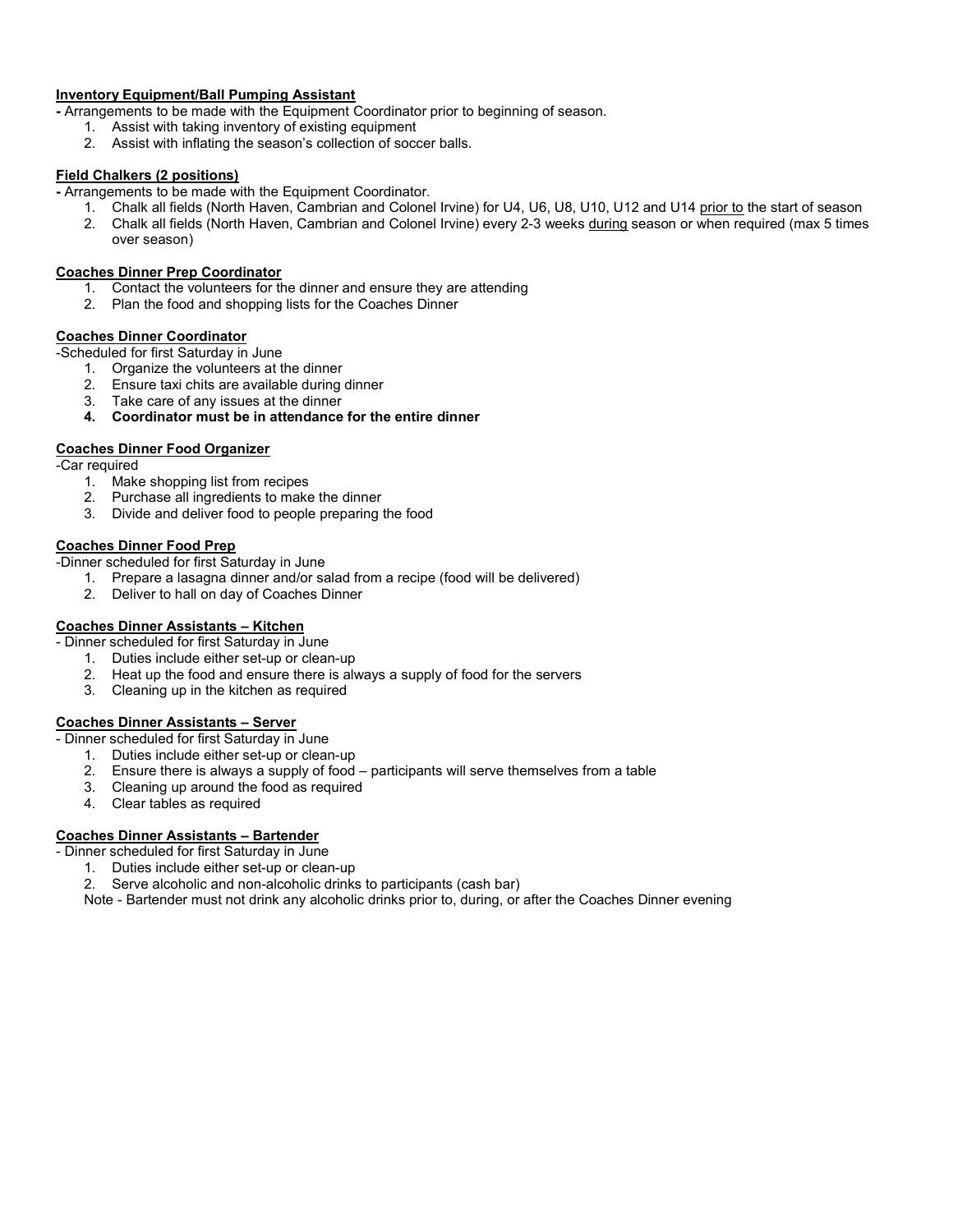**<u>Inventory Equipment/Ball Pumping Assistant</u>**

**-** Arrangements to be made with the Equipment Coordinator prior to beginning of season.

1. Assist with taking inventory of existing equipment
2. Assist with inflating the season's collection of soccer balls.

**<u>Field Chalkers (2 positions)</u>**

**-** Arrangements to be made with the Equipment Coordinator.

1. Chalk all fields (North Haven, Cambrian and Colonel Irvine) for U4, U6, U8, U10, U12 and U14 <u>prior to</u> the start of season
2. Chalk all fields (North Haven, Cambrian and Colonel Irvine) every 2-3 weeks <u>during</u> season or when required (max 5 times over season)

**<u>Coaches Dinner Prep Coordinator</u>**

1. Contact the volunteers for the dinner and ensure they are attending
2. Plan the food and shopping lists for the Coaches Dinner

**<u>Coaches Dinner Coordinator</u>**

-Scheduled for first Saturday in June

1. Organize the volunteers at the dinner
2. Ensure taxi chits are available during dinner
3. Take care of any issues at the dinner
4. **Coordinator must be in attendance for the entire dinner**

**<u>Coaches Dinner Food Organizer</u>**

-Car required

1. Make shopping list from recipes
2. Purchase all ingredients to make the dinner
3. Divide and deliver food to people preparing the food

**<u>Coaches Dinner Food Prep</u>**

-Dinner scheduled for first Saturday in June

1. Prepare a lasagna dinner and/or salad from a recipe (food will be delivered)
2. Deliver to hall on day of Coaches Dinner

**<u>Coaches Dinner Assistants – Kitchen</u>**

- Dinner scheduled for first Saturday in June

1. Duties include either set-up or clean-up
2. Heat up the food and ensure there is always a supply of food for the servers
3. Cleaning up in the kitchen as required

**<u>Coaches Dinner Assistants – Server</u>**

- Dinner scheduled for first Saturday in June

1. Duties include either set-up or clean-up
2. Ensure there is always a supply of food – participants will serve themselves from a table
3. Cleaning up around the food as required
4. Clear tables as required

**<u>Coaches Dinner Assistants – Bartender</u>**

- Dinner scheduled for first Saturday in June

1. Duties include either set-up or clean-up
2. Serve alcoholic and non-alcoholic drinks to participants (cash bar)

Note - Bartender must not drink any alcoholic drinks prior to, during, or after the Coaches Dinner evening